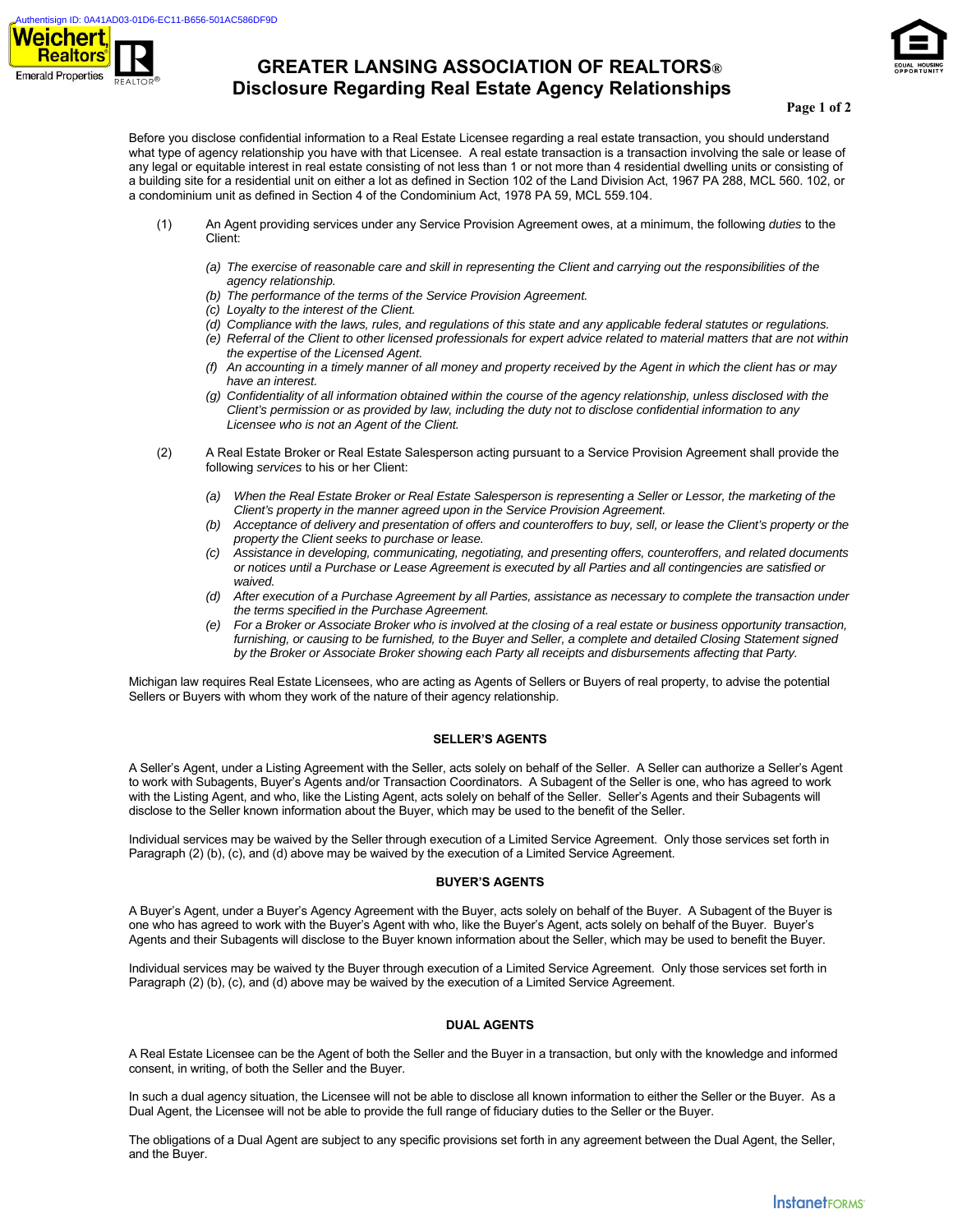# GREATER LANSING ASSOCIATION OF REALTORS®
## Disclosure Regarding Real Estate Agency Relationships

Before you disclose confidential information to a Real Estate Licensee regarding a real estate transaction, you should understand what type of agency relationship you have with that Licensee. A real estate transaction is a transaction involving the sale or lease of any legal or equitable interest in real estate consisting of not less than 1 or not more than 4 residential dwelling units or consisting of a building site for a residential unit on either a lot as defined in Section 102 of the Land Division Act, 1967 PA 288, MCL 560. 102, or a condominium unit as defined in Section 4 of the Condominium Act, 1978 PA 59, MCL 559.104.

(1) An Agent providing services under any Service Provision Agreement owes, at a minimum, the following *duties* to the Client:

- *(a) The exercise of reasonable care and skill in representing the Client and carrying out the responsibilities of the agency relationship.*
- *(b) The performance of the terms of the Service Provision Agreement.*
- *(c) Loyalty to the interest of the Client.*
- *(d) Compliance with the laws, rules, and regulations of this state and any applicable federal statutes or regulations.*
- *(e) Referral of the Client to other licensed professionals for expert advice related to material matters that are not within the expertise of the Licensed Agent.*
- *(f) An accounting in a timely manner of all money and property received by the Agent in which the client has or may have an interest.*
- *(g) Confidentiality of all information obtained within the course of the agency relationship, unless disclosed with the Client's permission or as provided by law, including the duty not to disclose confidential information to any Licensee who is not an Agent of the Client.*

(2) A Real Estate Broker or Real Estate Salesperson acting pursuant to a Service Provision Agreement shall provide the following *services* to his or her Client:

- *(a) When the Real Estate Broker or Real Estate Salesperson is representing a Seller or Lessor, the marketing of the Client's property in the manner agreed upon in the Service Provision Agreement.*
- *(b) Acceptance of delivery and presentation of offers and counteroffers to buy, sell, or lease the Client's property or the property the Client seeks to purchase or lease.*
- *(c) Assistance in developing, communicating, negotiating, and presenting offers, counteroffers, and related documents or notices until a Purchase or Lease Agreement is executed by all Parties and all contingencies are satisfied or waived.*
- *(d) After execution of a Purchase Agreement by all Parties, assistance as necessary to complete the transaction under the terms specified in the Purchase Agreement.*
- *(e) For a Broker or Associate Broker who is involved at the closing of a real estate or business opportunity transaction, furnishing, or causing to be furnished, to the Buyer and Seller, a complete and detailed Closing Statement signed by the Broker or Associate Broker showing each Party all receipts and disbursements affecting that Party.*

Michigan law requires Real Estate Licensees, who are acting as Agents of Sellers or Buyers of real property, to advise the potential Sellers or Buyers with whom they work of the nature of their agency relationship.

### SELLER'S AGENTS

A Seller's Agent, under a Listing Agreement with the Seller, acts solely on behalf of the Seller. A Seller can authorize a Seller's Agent to work with Subagents, Buyer's Agents and/or Transaction Coordinators. A Subagent of the Seller is one, who has agreed to work with the Listing Agent, and who, like the Listing Agent, acts solely on behalf of the Seller. Seller's Agents and their Subagents will disclose to the Seller known information about the Buyer, which may be used to the benefit of the Seller.

Individual services may be waived by the Seller through execution of a Limited Service Agreement. Only those services set forth in Paragraph (2) (b), (c), and (d) above may be waived by the execution of a Limited Service Agreement.

### BUYER'S AGENTS

A Buyer's Agent, under a Buyer's Agency Agreement with the Buyer, acts solely on behalf of the Buyer. A Subagent of the Buyer is one who has agreed to work with the Buyer's Agent who, like the Buyer's Agent, acts solely on behalf of the Buyer. Buyer's Agents and their Subagents will disclose to the Buyer known information about the Seller, which may be used to benefit the Buyer.

Individual services may be waived ty the Buyer through execution of a Limited Service Agreement. Only those services set forth in Paragraph (2) (b), (c), and (d) above may be waived by the execution of a Limited Service Agreement.

### DUAL AGENTS

A Real Estate Licensee can be the Agent of both the Seller and the Buyer in a transaction, but only with the knowledge and informed consent, in writing, of both the Seller and the Buyer.

In such a dual agency situation, the Licensee will not be able to disclose all known information to either the Seller or the Buyer. As a Dual Agent, the Licensee will not be able to provide the full range of fiduciary duties to the Seller or the Buyer.

The obligations of a Dual Agent are subject to any specific provisions set forth in any agreement between the Dual Agent, the Seller, and the Buyer.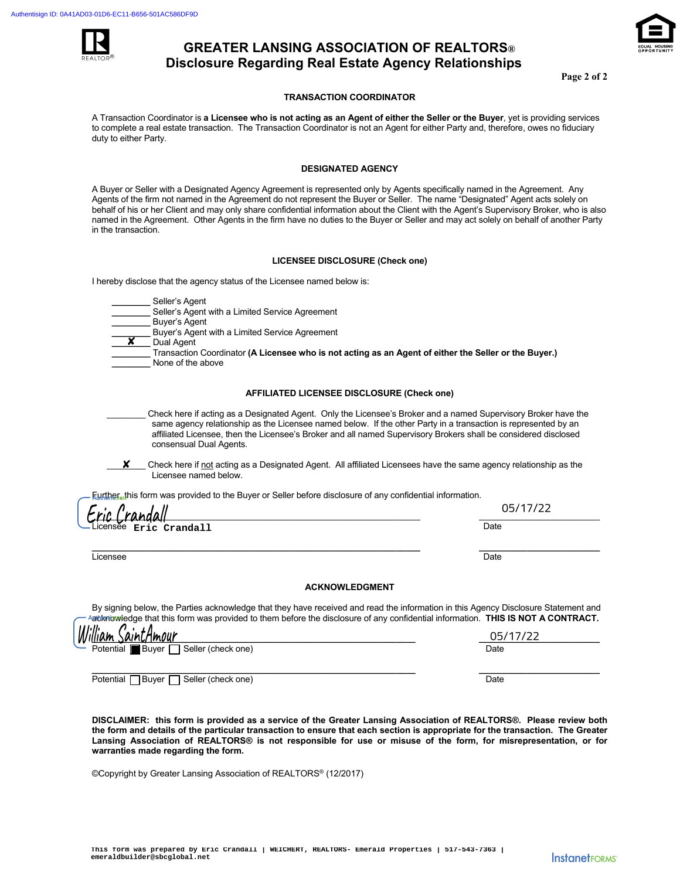Authentisign ID: 0A41AD03-01D6-EC11-B656-501AC586DF9D

# GREATER LANSING ASSOCIATION OF REALTORS®
## Disclosure Regarding Real Estate Agency Relationships

### TRANSACTION COORDINATOR

A Transaction Coordinator is **a Licensee who is not acting as an Agent of either the Seller or the Buyer**, yet is providing services to complete a real estate transaction. The Transaction Coordinator is not an Agent for either Party and, therefore, owes no fiduciary duty to either Party.

### DESIGNATED AGENCY

A Buyer or Seller with a Designated Agency Agreement is represented only by Agents specifically named in the Agreement. Any Agents of the firm not named in the Agreement do not represent the Buyer or Seller. The name "Designated" Agent acts solely on behalf of his or her Client and may only share confidential information about the Client with the Agent's Supervisory Broker, who is also named in the Agreement. Other Agents in the firm have no duties to the Buyer or Seller and may act solely on behalf of another Party in the transaction.

### LICENSEE DISCLOSURE (Check one)

I hereby disclose that the agency status of the Licensee named below is:

- ________ Seller's Agent
- ________ Seller's Agent with a Limited Service Agreement
- ________ Buyer's Agent
- ________ Buyer's Agent with a Limited Service Agreement
- ___✘___ Dual Agent
- ________ Transaction Coordinator **(A Licensee who is not acting as an Agent of either the Seller or the Buyer.)**
- ________ None of the above

### AFFILIATED LICENSEE DISCLOSURE (Check one)

________ Check here if acting as a Designated Agent. Only the Licensee's Broker and a named Supervisory Broker have the same agency relationship as the Licensee named below. If the other Party in a transaction is represented by an affiliated Licensee, then the Licensee's Broker and all named Supervisory Brokers shall be considered disclosed consensual Dual Agents.

___✘___ Check here if not acting as a Designated Agent. All affiliated Licensees have the same agency relationship as the Licensee named below.

Further, this form was provided to the Buyer or Seller before disclosure of any confidential information.

Eric Crandall (signature) — 05/17/22
Licensee **Eric Crandall** — Date

______________________________ — ______________
Licensee — Date

### ACKNOWLEDGMENT

By signing below, the Parties acknowledge that they have received and read the information in this Agency Disclosure Statement and acknowledge that this form was provided to them before the disclosure of any confidential information. **THIS IS NOT A CONTRACT.**

William SaintAmour (signature) — 05/17/22
Potential ☒ Buyer ☐ Seller (check one) — Date

______________________________ — ______________
Potential ☐ Buyer ☐ Seller (check one) — Date

**DISCLAIMER: this form is provided as a service of the Greater Lansing Association of REALTORS®. Please review both the form and details of the particular transaction to ensure that each section is appropriate for the transaction. The Greater Lansing Association of REALTORS® is not responsible for use or misuse of the form, for misrepresentation, or for warranties made regarding the form.**

©Copyright by Greater Lansing Association of REALTORS® (12/2017)

This form was prepared by Eric Crandall | WEICHERT, REALTORS- Emerald Properties | 517-543-7363 | emeraldbuilder@sbcglobal.net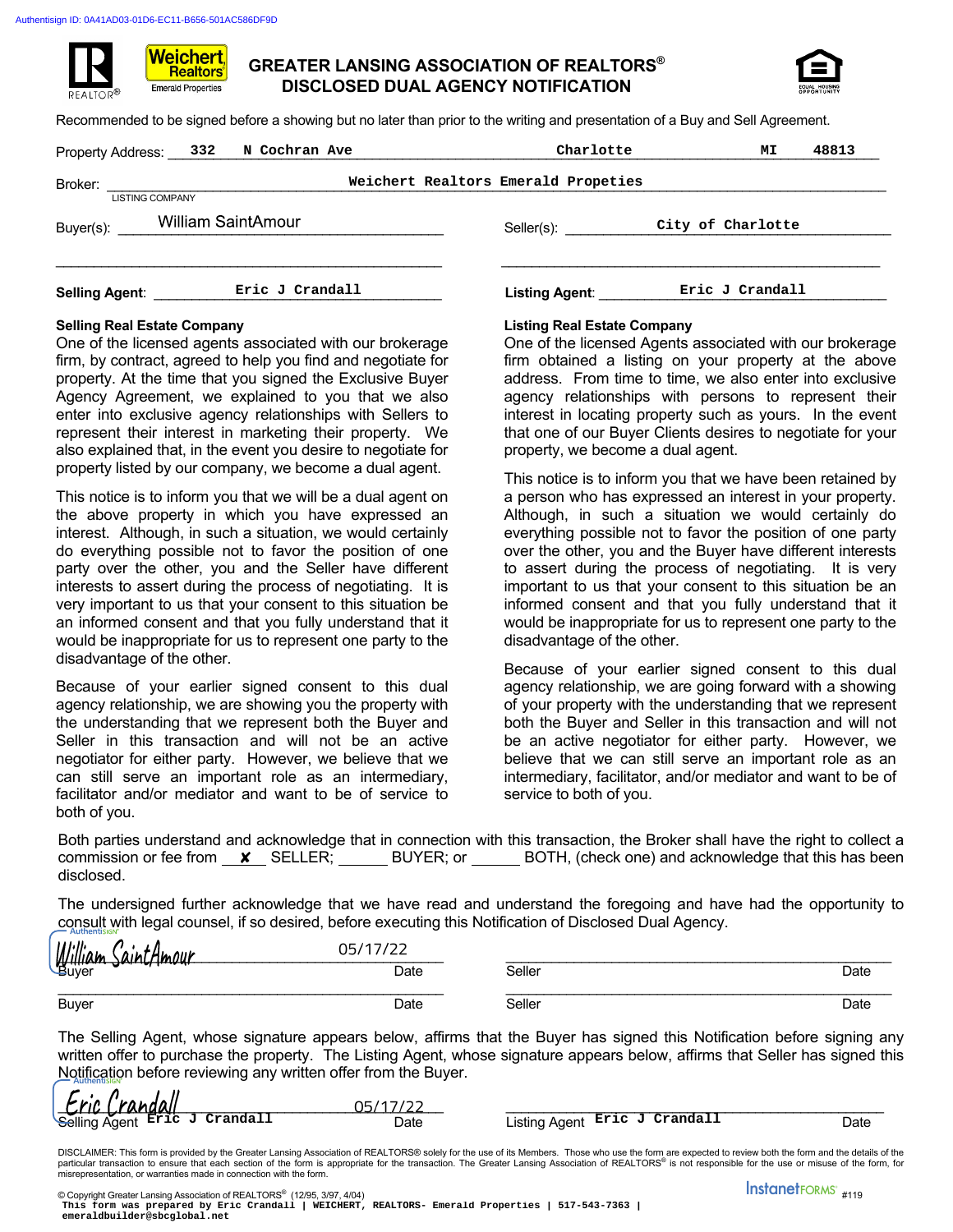Authentisign ID: 0A41AD03-01D6-EC11-B656-501AC586DF9D

# GREATER LANSING ASSOCIATION OF REALTORS®
## DISCLOSED DUAL AGENCY NOTIFICATION

Recommended to be signed before a showing but no later than prior to the writing and presentation of a Buy and Sell Agreement.

Property Address: 332 N Cochran Ave Charlotte MI 48813

Broker: Weichert Realtors Emerald Propeties
LISTING COMPANY

Buyer(s): William SaintAmour

Seller(s): City of Charlotte

Selling Agent: Eric J Crandall

Listing Agent: Eric J Crandall

**Selling Real Estate Company**

One of the licensed agents associated with our brokerage firm, by contract, agreed to help you find and negotiate for property. At the time that you signed the Exclusive Buyer Agency Agreement, we explained to you that we also enter into exclusive agency relationships with Sellers to represent their interest in marketing their property. We also explained that, in the event you desire to negotiate for property listed by our company, we become a dual agent.

This notice is to inform you that we will be a dual agent on the above property in which you have expressed an interest. Although, in such a situation, we would certainly do everything possible not to favor the position of one party over the other, you and the Seller have different interests to assert during the process of negotiating. It is very important to us that your consent to this situation be an informed consent and that you fully understand that it would be inappropriate for us to represent one party to the disadvantage of the other.

Because of your earlier signed consent to this dual agency relationship, we are showing you the property with the understanding that we represent both the Buyer and Seller in this transaction and will not be an active negotiator for either party. However, we believe that we can still serve an important role as an intermediary, facilitator and/or mediator and want to be of service to both of you.

**Listing Real Estate Company**

One of the licensed Agents associated with our brokerage firm obtained a listing on your property at the above address. From time to time, we also enter into exclusive agency relationships with persons to represent their interest in locating property such as yours. In the event that one of our Buyer Clients desires to negotiate for your property, we become a dual agent.

This notice is to inform you that we have been retained by a person who has expressed an interest in your property. Although, in such a situation we would certainly do everything possible not to favor the position of one party over the other, you and the Buyer have different interests to assert during the process of negotiating. It is very important to us that your consent to this situation be an informed consent and that you fully understand that it would be inappropriate for us to represent one party to the disadvantage of the other.

Because of your earlier signed consent to this dual agency relationship, we are going forward with a showing of your property with the understanding that we represent both the Buyer and Seller in this transaction and will not be an active negotiator for either party. However, we believe that we can still serve an important role as an intermediary, facilitator, and/or mediator and want to be of service to both of you.

Both parties understand and acknowledge that in connection with this transaction, the Broker shall have the right to collect a commission or fee from ✘ SELLER; ______ BUYER; or ______ BOTH, (check one) and acknowledge that this has been disclosed.

The undersigned further acknowledge that we have read and understand the foregoing and have had the opportunity to consult with legal counsel, if so desired, before executing this Notification of Disclosed Dual Agency.

| | | | |
|---|---|---|---|
| William SaintAmour (Authentisign) | 05/17/22 | | |
| Buyer | Date | Seller | Date |
| | | | |
| Buyer | Date | Seller | Date |

The Selling Agent, whose signature appears below, affirms that the Buyer has signed this Notification before signing any written offer to purchase the property. The Listing Agent, whose signature appears below, affirms that Seller has signed this Notification before reviewing any written offer from the Buyer.

| | | | |
|---|---|---|---|
| Eric Crandall (Authentisign) | 05/17/22 | | |
| Selling Agent Eric J Crandall | Date | Listing Agent Eric J Crandall | Date |

DISCLAIMER: This form is provided by the Greater Lansing Association of REALTORS® solely for the use of its Members. Those who use the form are expected to review both the form and the details of the particular transaction to ensure that each section of the form is appropriate for the transaction. The Greater Lansing Association of REALTORS® is not responsible for the use or misuse of the form, for misrepresentation, or warranties made in connection with the form.

© Copyright Greater Lansing Association of REALTORS® (12/95, 3/97, 4/04) #119

This form was prepared by Eric Crandall | WEICHERT, REALTORS- Emerald Properties | 517-543-7363 | emeraldbuilder@sbcglobal.net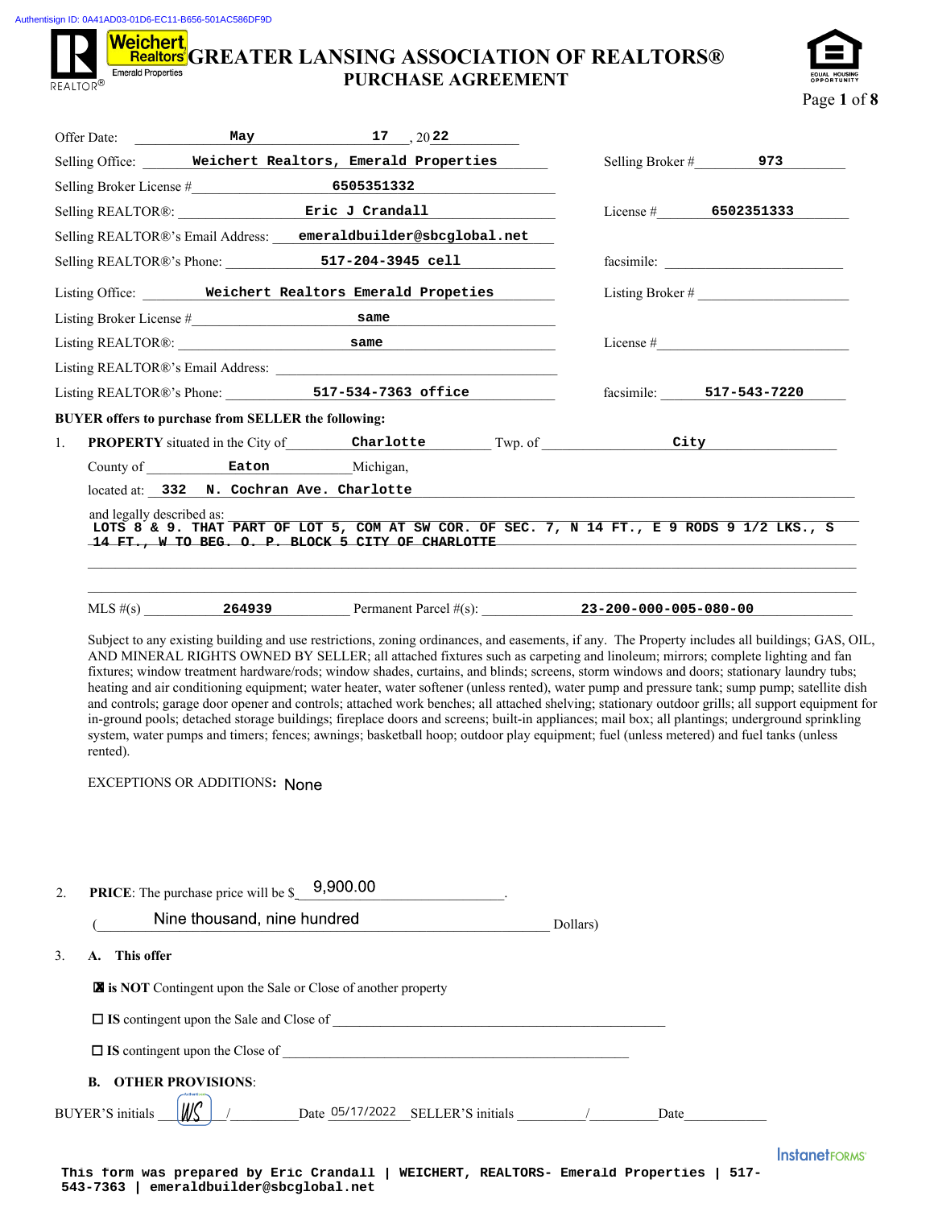Authentisign ID: 0A41AD03-01D6-EC11-B656-501AC586DF9D

# GREATER LANSING ASSOCIATION OF REALTORS®
## PURCHASE AGREEMENT

Offer Date: May 17, 2022

Selling Office: Weichert Realtors, Emerald Properties    Selling Broker #: 973

Selling Broker License #: 6505351332

Selling REALTOR®: Eric J Crandall    License #: 6502351333

Selling REALTOR®'s Email Address: emeraldbuilder@sbcglobal.net

Selling REALTOR®'s Phone: 517-204-3945 cell    facsimile:

Listing Office: Weichert Realtors Emerald Propeties    Listing Broker #:

Listing Broker License #: same

Listing REALTOR®: same    License #:

Listing REALTOR®'s Email Address:

Listing REALTOR®'s Phone: 517-534-7363 office    facsimile: 517-543-7220

**BUYER offers to purchase from SELLER the following:**

1. **PROPERTY** situated in the City of Charlotte Twp. of City

   County of Eaton Michigan,

   located at: 332 N. Cochran Ave. Charlotte

   and legally described as: LOTS 8 & 9. THAT PART OF LOT 5, COM AT SW COR. OF SEC. 7, N 14 FT., E 9 RODS 9 1/2 LKS., S 14 FT., W TO BEG. O. P. BLOCK 5 CITY OF CHARLOTTE

   MLS #(s) 264939    Permanent Parcel #(s): 23-200-000-005-080-00

   Subject to any existing building and use restrictions, zoning ordinances, and easements, if any. The Property includes all buildings; GAS, OIL, AND MINERAL RIGHTS OWNED BY SELLER; all attached fixtures such as carpeting and linoleum; mirrors; complete lighting and fan fixtures; window treatment hardware/rods; window shades, curtains, and blinds; screens, storm windows and doors; stationary laundry tubs; heating and air conditioning equipment; water heater, water softener (unless rented), water pump and pressure tank; sump pump; satellite dish and controls; garage door opener and controls; attached work benches; all attached shelving; stationary outdoor grills; all support equipment for in-ground pools; detached storage buildings; fireplace doors and screens; built-in appliances; mail box; all plantings; underground sprinkling system, water pumps and timers; fences; awnings; basketball hoop; outdoor play equipment; fuel (unless metered) and fuel tanks (unless rented).

   EXCEPTIONS OR ADDITIONS: None

2. **PRICE**: The purchase price will be $ 9,900.00.

   (Nine thousand, nine hundred Dollars)

3. **A. This offer**

   ☒ **is NOT** Contingent upon the Sale or Close of another property

   ☐ **IS** contingent upon the Sale and Close of \_\_\_\_\_\_\_\_

   ☐ **IS** contingent upon the Close of \_\_\_\_\_\_\_\_

   **B. OTHER PROVISIONS**:

BUYER'S initials WS / \_\_\_\_ Date 05/17/2022 SELLER'S initials \_\_\_\_ / \_\_\_\_ Date \_\_\_\_

This form was prepared by Eric Crandall | WEICHERT, REALTORS- Emerald Properties | 517-543-7363 | emeraldbuilder@sbcglobal.net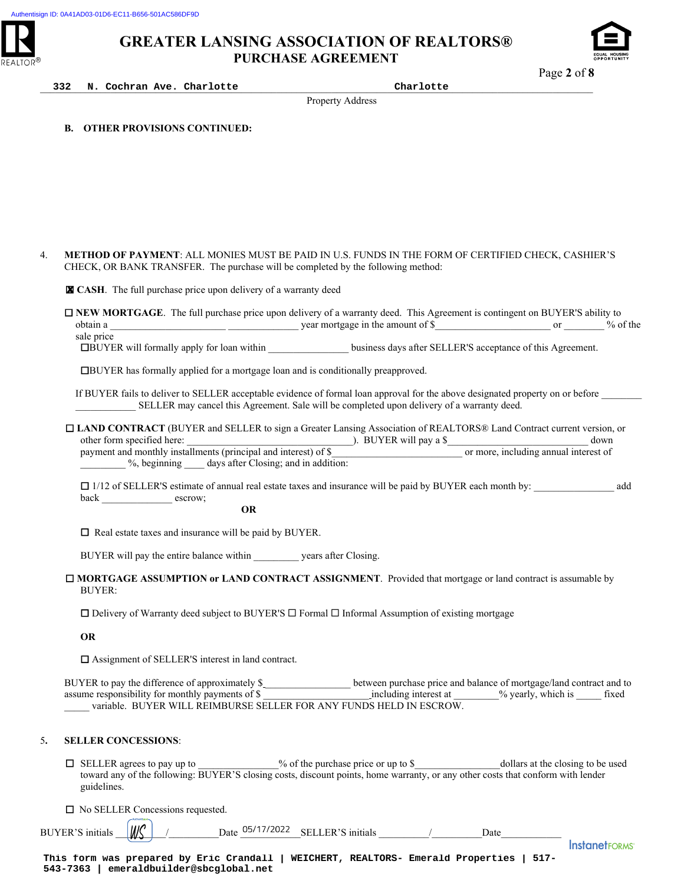Authentisign ID: 0A41AD03-01D6-EC11-B656-501AC586DF9D

# GREATER LANSING ASSOCIATION OF REALTORS®
## PURCHASE AGREEMENT

332 N. Cochran Ave. Charlotte Charlotte
Property Address

**B. OTHER PROVISIONS CONTINUED:**

4. **METHOD OF PAYMENT**: ALL MONIES MUST BE PAID IN U.S. FUNDS IN THE FORM OF CERTIFIED CHECK, CASHIER'S CHECK, OR BANK TRANSFER. The purchase will be completed by the following method:

☒ **CASH**. The full purchase price upon delivery of a warranty deed

☐ **NEW MORTGAGE**. The full purchase price upon delivery of a warranty deed. This Agreement is contingent on BUYER'S ability to obtain a ______________________ ______________ year mortgage in the amount of $______________________ or ________ % of the sale price

☐BUYER will formally apply for loan within _______________ business days after SELLER'S acceptance of this Agreement.

☐BUYER has formally applied for a mortgage loan and is conditionally preapproved.

If BUYER fails to deliver to SELLER acceptable evidence of formal loan approval for the above designated property on or before ________ ____________ SELLER may cancel this Agreement. Sale will be completed upon delivery of a warranty deed.

☐ **LAND CONTRACT** (BUYER and SELLER to sign a Greater Lansing Association of REALTORS® Land Contract current version, or other form specified here: _______________________________). BUYER will pay a $__________________________ down payment and monthly installments (principal and interest) of $__________________________ or more, including annual interest of _________ %, beginning ____ days after Closing; and in addition:

☐ 1/12 of SELLER'S estimate of annual real estate taxes and insurance will be paid by BUYER each month by: _______________ add back ______________ escrow;

**OR**

☐ Real estate taxes and insurance will be paid by BUYER.

BUYER will pay the entire balance within _________ years after Closing.

☐ **MORTGAGE ASSUMPTION or LAND CONTRACT ASSIGNMENT**. Provided that mortgage or land contract is assumable by BUYER:

☐ Delivery of Warranty deed subject to BUYER'S ☐ Formal ☐ Informal Assumption of existing mortgage

**OR**

☐ Assignment of SELLER'S interest in land contract.

BUYER to pay the difference of approximately $________________ between purchase price and balance of mortgage/land contract and to assume responsibility for monthly payments of $ ____________________ including interest at ________% yearly, which is _____ fixed _____ variable. BUYER WILL REIMBURSE SELLER FOR ANY FUNDS HELD IN ESCROW.

5. **SELLER CONCESSIONS**:

☐ SELLER agrees to pay up to _______________% of the purchase price or up to $________________dollars at the closing to be used toward any of the following: BUYER'S closing costs, discount points, home warranty, or any other costs that conform with lender guidelines.

☐ No SELLER Concessions requested.

BUYER'S initials WS / _________ Date 05/17/2022 SELLER'S initials _________/_________ Date___________

This form was prepared by Eric Crandall | WEICHERT, REALTORS- Emerald Properties | 517-543-7363 | emeraldbuilder@sbcglobal.net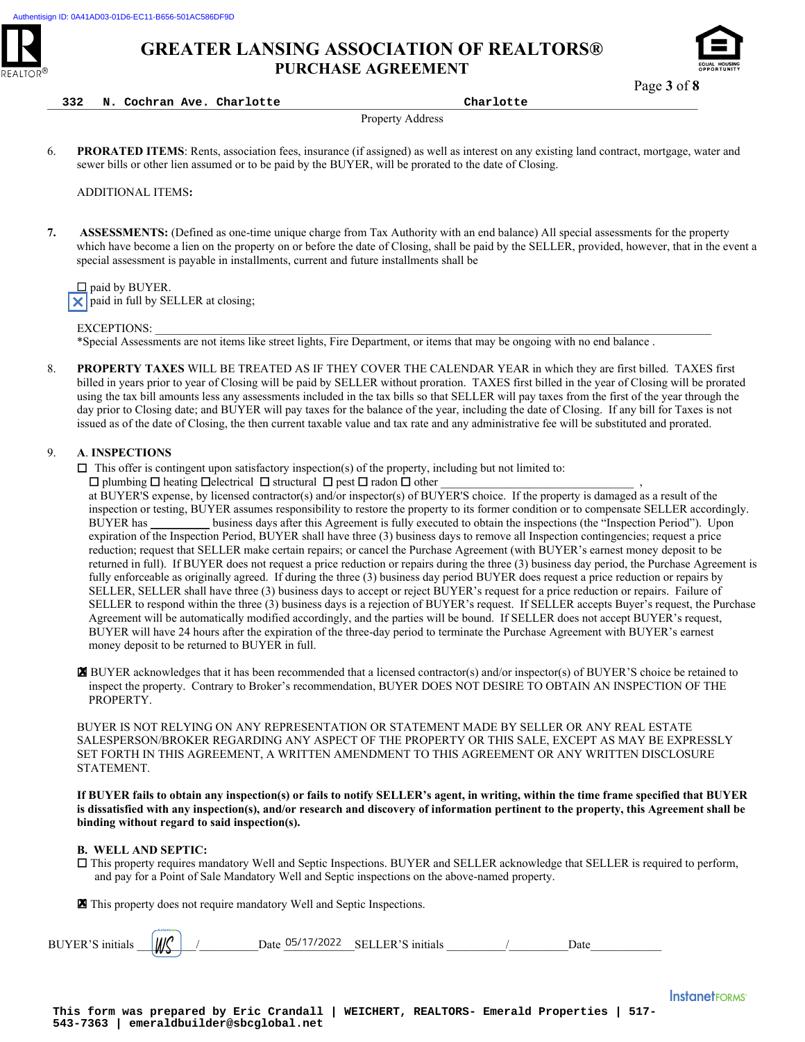# GREATER LANSING ASSOCIATION OF REALTORS®

## PURCHASE AGREEMENT

332 N. Cochran Ave. Charlotte Charlotte

Property Address

6. **PRORATED ITEMS**: Rents, association fees, insurance (if assigned) as well as interest on any existing land contract, mortgage, water and sewer bills or other lien assumed or to be paid by the BUYER, will be prorated to the date of Closing.

   ADDITIONAL ITEMS:

7. **ASSESSMENTS:** (Defined as one-time unique charge from Tax Authority with an end balance) All special assessments for the property which have become a lien on the property on or before the date of Closing, shall be paid by the SELLER, provided, however, that in the event a special assessment is payable in installments, current and future installments shall be

   ☐ paid by BUYER.
   ☒ paid in full by SELLER at closing;

   EXCEPTIONS: ___________________________________________

   *Special Assessments are not items like street lights, Fire Department, or items that may be ongoing with no end balance .

8. **PROPERTY TAXES** WILL BE TREATED AS IF THEY COVER THE CALENDAR YEAR in which they are first billed. TAXES first billed in years prior to year of Closing will be paid by SELLER without proration. TAXES first billed in the year of Closing will be prorated using the tax bill amounts less any assessments included in the tax bills so that SELLER will pay taxes from the first of the year through the day prior to Closing date; and BUYER will pay taxes for the balance of the year, including the date of Closing. If any bill for Taxes is not issued as of the date of Closing, the then current taxable value and tax rate and any administrative fee will be substituted and prorated.

9. **A. INSPECTIONS**

   ☐ This offer is contingent upon satisfactory inspection(s) of the property, including but not limited to:
   ☐ plumbing ☐ heating ☐electrical ☐ structural ☐ pest ☐ radon ☐ other ________________________________ ,
   at BUYER'S expense, by licensed contractor(s) and/or inspector(s) of BUYER'S choice. If the property is damaged as a result of the inspection or testing, BUYER assumes responsibility to restore the property to its former condition or to compensate SELLER accordingly. BUYER has __________ business days after this Agreement is fully executed to obtain the inspections (the "Inspection Period"). Upon expiration of the Inspection Period, BUYER shall have three (3) business days to remove all Inspection contingencies; request a price reduction; request that SELLER make certain repairs; or cancel the Purchase Agreement (with BUYER's earnest money deposit to be returned in full). If BUYER does not request a price reduction or repairs during the three (3) business day period, the Purchase Agreement is fully enforceable as originally agreed. If during the three (3) business day period BUYER does request a price reduction or repairs by SELLER, SELLER shall have three (3) business days to accept or reject BUYER's request for a price reduction or repairs. Failure of SELLER to respond within the three (3) business days is a rejection of BUYER's request. If SELLER accepts Buyer's request, the Purchase Agreement will be automatically modified accordingly, and the parties will be bound. If SELLER does not accept BUYER's request, BUYER will have 24 hours after the expiration of the three-day period to terminate the Purchase Agreement with BUYER's earnest money deposit to be returned to BUYER in full.

   ☒ BUYER acknowledges that it has been recommended that a licensed contractor(s) and/or inspector(s) of BUYER'S choice be retained to inspect the property. Contrary to Broker's recommendation, BUYER DOES NOT DESIRE TO OBTAIN AN INSPECTION OF THE PROPERTY.

   BUYER IS NOT RELYING ON ANY REPRESENTATION OR STATEMENT MADE BY SELLER OR ANY REAL ESTATE SALESPERSON/BROKER REGARDING ANY ASPECT OF THE PROPERTY OR THIS SALE, EXCEPT AS MAY BE EXPRESSLY SET FORTH IN THIS AGREEMENT, A WRITTEN AMENDMENT TO THIS AGREEMENT OR ANY WRITTEN DISCLOSURE STATEMENT.

   **If BUYER fails to obtain any inspection(s) or fails to notify SELLER's agent, in writing, within the time frame specified that BUYER is dissatisfied with any inspection(s), and/or research and discovery of information pertinent to the property, this Agreement shall be binding without regard to said inspection(s).**

   **B. WELL AND SEPTIC:**

   ☐ This property requires mandatory Well and Septic Inspections. BUYER and SELLER acknowledge that SELLER is required to perform, and pay for a Point of Sale Mandatory Well and Septic inspections on the above-named property.

   ☒ This property does not require mandatory Well and Septic Inspections.

BUYER'S initials WS / ________ Date 05/17/2022 SELLER'S initials ________ / ________ Date ________

This form was prepared by Eric Crandall | WEICHERT, REALTORS- Emerald Properties | 517-543-7363 | emeraldbuilder@sbcglobal.net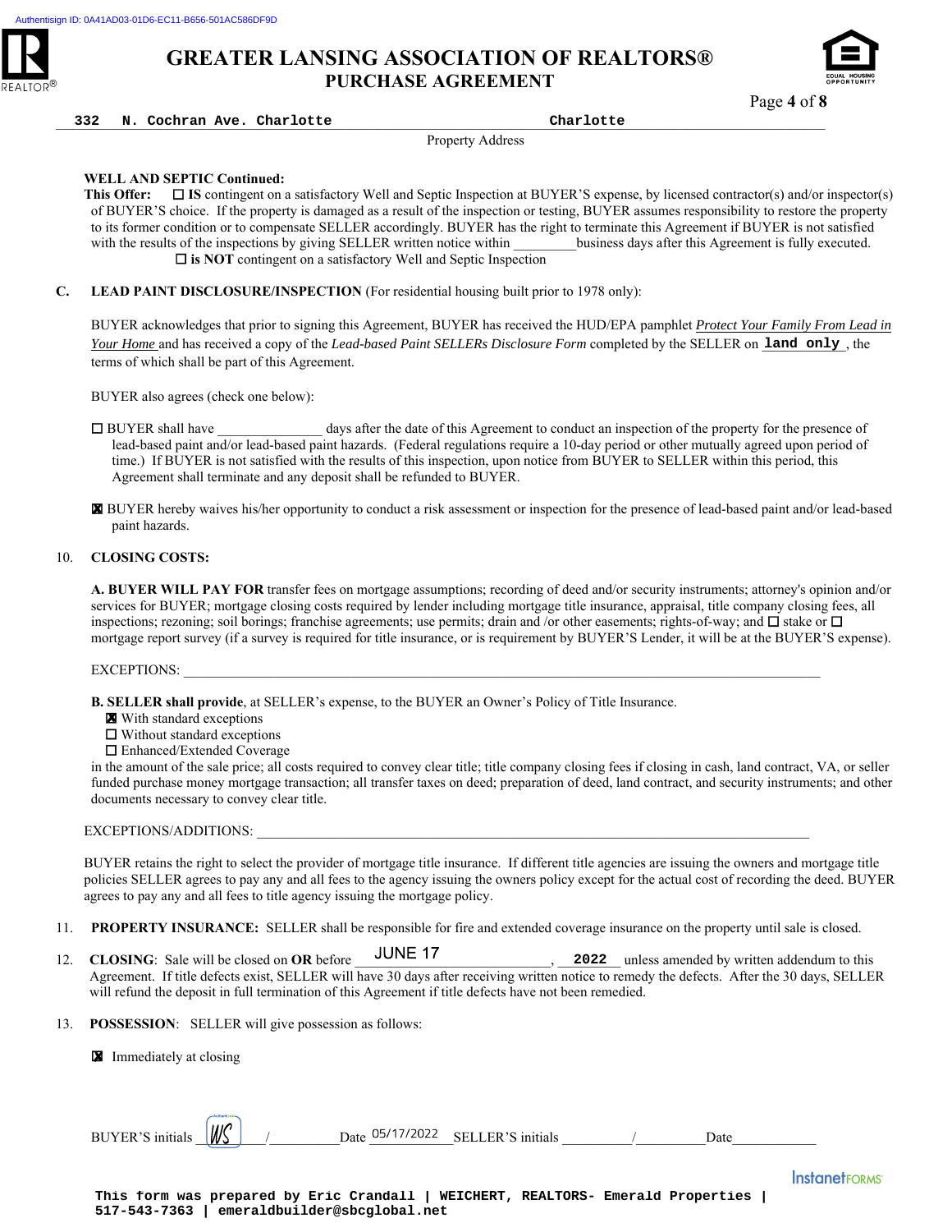# GREATER LANSING ASSOCIATION OF REALTORS®

## PURCHASE AGREEMENT

**332 N. Cochran Ave. Charlotte** **Charlotte**

Property Address

**WELL AND SEPTIC Continued:**

**This Offer:** ☐ **IS** contingent on a satisfactory Well and Septic Inspection at BUYER'S expense, by licensed contractor(s) and/or inspector(s) of BUYER'S choice. If the property is damaged as a result of the inspection or testing, BUYER assumes responsibility to restore the property to its former condition or to compensate SELLER accordingly. BUYER has the right to terminate this Agreement if BUYER is not satisfied with the results of the inspections by giving SELLER written notice within _________business days after this Agreement is fully executed.

☐ **is NOT** contingent on a satisfactory Well and Septic Inspection

**C. LEAD PAINT DISCLOSURE/INSPECTION** (For residential housing built prior to 1978 only):

BUYER acknowledges that prior to signing this Agreement, BUYER has received the HUD/EPA pamphlet *Protect Your Family From Lead in Your Home* and has received a copy of the *Lead-based Paint SELLERs Disclosure Form* completed by the SELLER on **land only** , the terms of which shall be part of this Agreement.

BUYER also agrees (check one below):

☐ BUYER shall have _______________ days after the date of this Agreement to conduct an inspection of the property for the presence of lead-based paint and/or lead-based paint hazards. (Federal regulations require a 10-day period or other mutually agreed upon period of time.) If BUYER is not satisfied with the results of this inspection, upon notice from BUYER to SELLER within this period, this Agreement shall terminate and any deposit shall be refunded to BUYER.

☒ BUYER hereby waives his/her opportunity to conduct a risk assessment or inspection for the presence of lead-based paint and/or lead-based paint hazards.

10. **CLOSING COSTS:**

**A. BUYER WILL PAY FOR** transfer fees on mortgage assumptions; recording of deed and/or security instruments; attorney's opinion and/or services for BUYER; mortgage closing costs required by lender including mortgage title insurance, appraisal, title company closing fees, all inspections; rezoning; soil borings; franchise agreements; use permits; drain and /or other easements; rights-of-way; and ☐ stake or ☐ mortgage report survey (if a survey is required for title insurance, or is requirement by BUYER'S Lender, it will be at the BUYER'S expense).

EXCEPTIONS: ____________________________________________________________

**B. SELLER shall provide**, at SELLER's expense, to the BUYER an Owner's Policy of Title Insurance.

☒ With standard exceptions
☐ Without standard exceptions
☐ Enhanced/Extended Coverage

in the amount of the sale price; all costs required to convey clear title; title company closing fees if closing in cash, land contract, VA, or seller funded purchase money mortgage transaction; all transfer taxes on deed; preparation of deed, land contract, and security instruments; and other documents necessary to convey clear title.

EXCEPTIONS/ADDITIONS: ____________________________________________________________

BUYER retains the right to select the provider of mortgage title insurance. If different title agencies are issuing the owners and mortgage title policies SELLER agrees to pay any and all fees to the agency issuing the owners policy except for the actual cost of recording the deed. BUYER agrees to pay any and all fees to title agency issuing the mortgage policy.

11. **PROPERTY INSURANCE:** SELLER shall be responsible for fire and extended coverage insurance on the property until sale is closed.

12. **CLOSING**: Sale will be closed on **OR** before JUNE 17 , **2022** unless amended by written addendum to this Agreement. If title defects exist, SELLER will have 30 days after receiving written notice to remedy the defects. After the 30 days, SELLER will refund the deposit in full termination of this Agreement if title defects have not been remedied.

13. **POSSESSION**: SELLER will give possession as follows:

☒ Immediately at closing

BUYER'S initials WS / _________ Date 05/17/2022 SELLER'S initials _________ / _________ Date _________

This form was prepared by Eric Crandall | WEICHERT, REALTORS- Emerald Properties | 517-543-7363 | emeraldbuilder@sbcglobal.net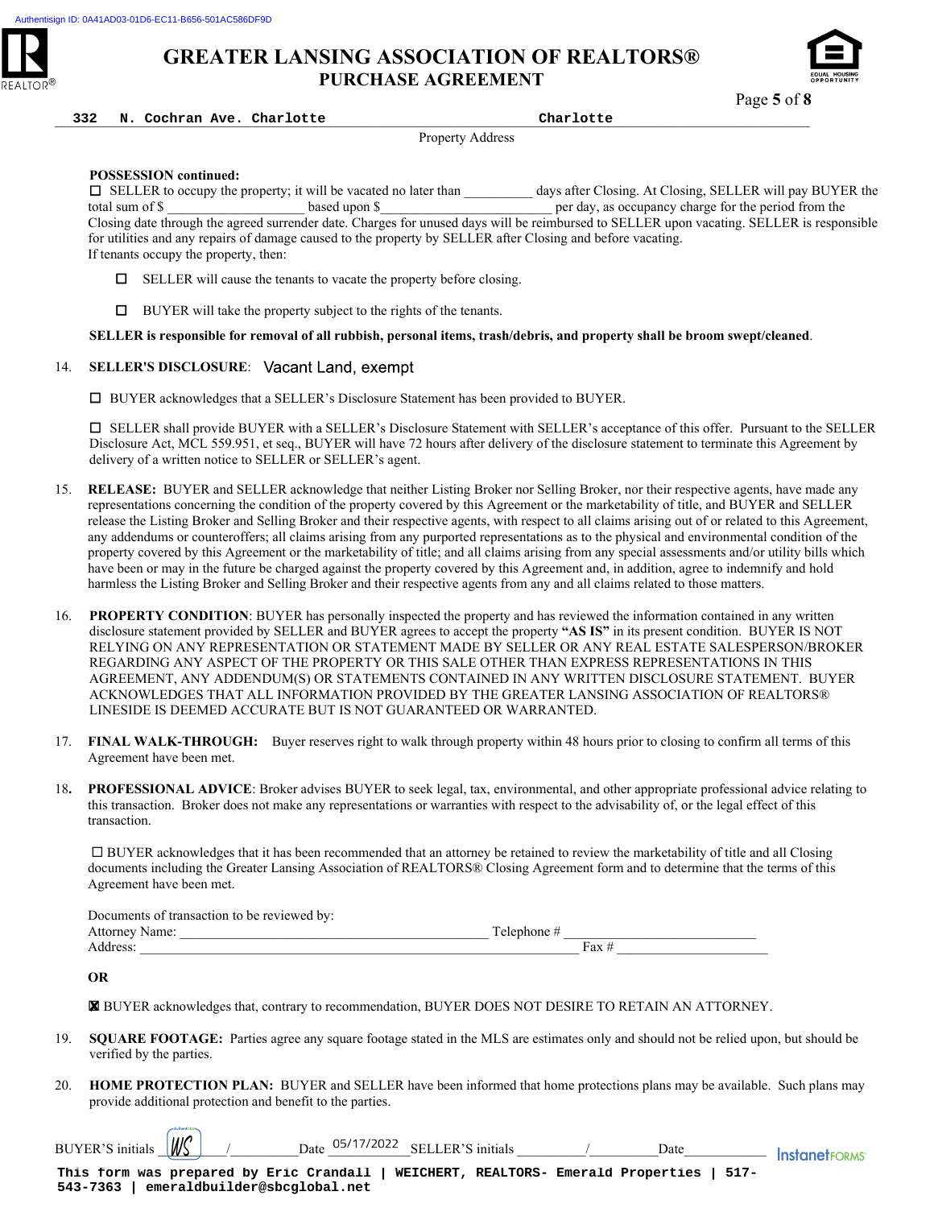**POSSESSION continued:**

☐ SELLER to occupy the property; it will be vacated no later than __________ days after Closing. At Closing, SELLER will pay BUYER the total sum of $ ____________________ based upon $ __________________________ per day, as occupancy charge for the period from the Closing date through the agreed surrender date. Charges for unused days will be reimbursed to SELLER upon vacating. SELLER is responsible for utilities and any repairs of damage caused to the property by SELLER after Closing and before vacating.

If tenants occupy the property, then:

☐ SELLER will cause the tenants to vacate the property before closing.

☐ BUYER will take the property subject to the rights of the tenants.

**SELLER is responsible for removal of all rubbish, personal items, trash/debris, and property shall be broom swept/cleaned**.

14. **SELLER'S DISCLOSURE**: Vacant Land, exempt

☐ BUYER acknowledges that a SELLER's Disclosure Statement has been provided to BUYER.

☐ SELLER shall provide BUYER with a SELLER's Disclosure Statement with SELLER's acceptance of this offer. Pursuant to the SELLER Disclosure Act, MCL 559.951, et seq., BUYER will have 72 hours after delivery of the disclosure statement to terminate this Agreement by delivery of a written notice to SELLER or SELLER's agent.

15. **RELEASE:** BUYER and SELLER acknowledge that neither Listing Broker nor Selling Broker, nor their respective agents, have made any representations concerning the condition of the property covered by this Agreement or the marketability of title, and BUYER and SELLER release the Listing Broker and Selling Broker and their respective agents, with respect to all claims arising out of or related to this Agreement, any addendums or counteroffers; all claims arising from any purported representations as to the physical and environmental condition of the property covered by this Agreement or the marketability of title; and all claims arising from any special assessments and/or utility bills which have been or may in the future be charged against the property covered by this Agreement and, in addition, agree to indemnify and hold harmless the Listing Broker and Selling Broker and their respective agents from any and all claims related to those matters.

16. **PROPERTY CONDITION**: BUYER has personally inspected the property and has reviewed the information contained in any written disclosure statement provided by SELLER and BUYER agrees to accept the property **"AS IS"** in its present condition. BUYER IS NOT RELYING ON ANY REPRESENTATION OR STATEMENT MADE BY SELLER OR ANY REAL ESTATE SALESPERSON/BROKER REGARDING ANY ASPECT OF THE PROPERTY OR THIS SALE OTHER THAN EXPRESS REPRESENTATIONS IN THIS AGREEMENT, ANY ADDENDUM(S) OR STATEMENTS CONTAINED IN ANY WRITTEN DISCLOSURE STATEMENT. BUYER ACKNOWLEDGES THAT ALL INFORMATION PROVIDED BY THE GREATER LANSING ASSOCIATION OF REALTORS® LINESIDE IS DEEMED ACCURATE BUT IS NOT GUARANTEED OR WARRANTED.

17. **FINAL WALK-THROUGH:** Buyer reserves right to walk through property within 48 hours prior to closing to confirm all terms of this Agreement have been met.

18. **PROFESSIONAL ADVICE**: Broker advises BUYER to seek legal, tax, environmental, and other appropriate professional advice relating to this transaction. Broker does not make any representations or warranties with respect to the advisability of, or the legal effect of this transaction.

☐ BUYER acknowledges that it has been recommended that an attorney be retained to review the marketability of title and all Closing documents including the Greater Lansing Association of REALTORS® Closing Agreement form and to determine that the terms of this Agreement have been met.

Documents of transaction to be reviewed by:
Attorney Name: ____________________________________________ Telephone # ____________________________
Address: ______________________________________________________________ Fax # ______________________

**OR**

☒ BUYER acknowledges that, contrary to recommendation, BUYER DOES NOT DESIRE TO RETAIN AN ATTORNEY.

19. **SQUARE FOOTAGE:** Parties agree any square footage stated in the MLS are estimates only and should not be relied upon, but should be verified by the parties.

20. **HOME PROTECTION PLAN:** BUYER and SELLER have been informed that home protections plans may be available. Such plans may provide additional protection and benefit to the parties.

BUYER'S initials WS / _________ Date 05/17/2022 SELLER'S initials _________ / _________ Date___________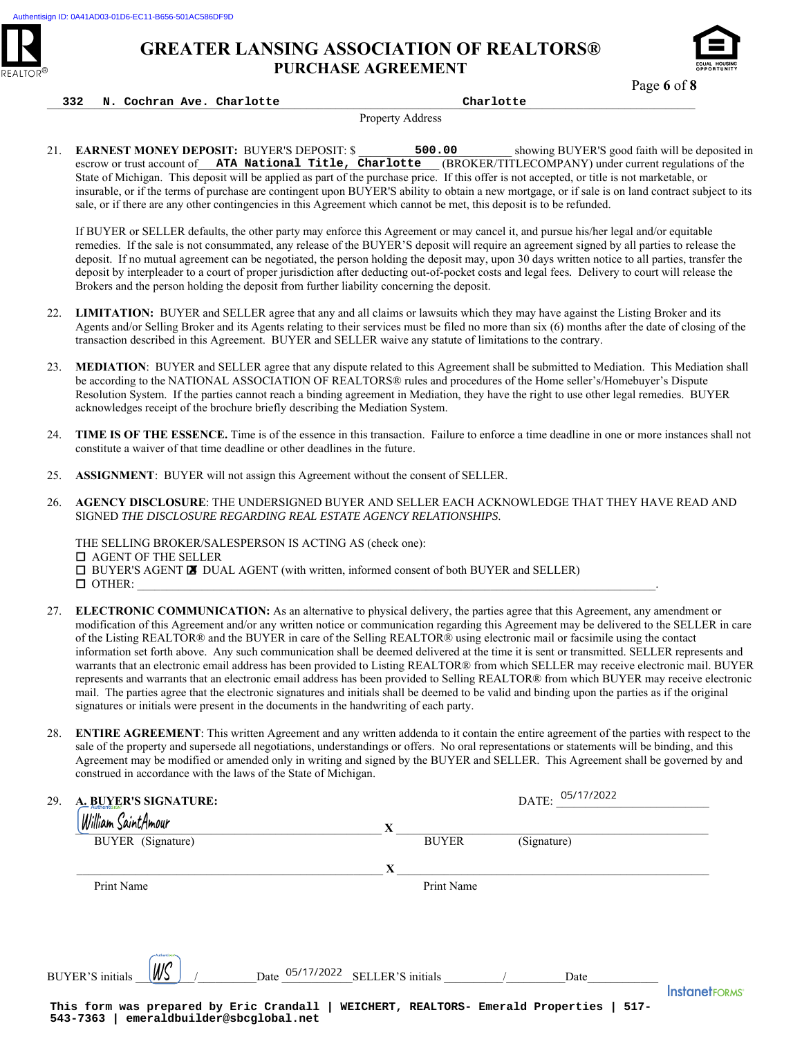Authentisign ID: 0A41AD03-01D6-EC11-B656-501AC586DF9D

# GREATER LANSING ASSOCIATION OF REALTORS®
## PURCHASE AGREEMENT

**332 N. Cochran Ave. Charlotte** **Charlotte**
Property Address

21. **EARNEST MONEY DEPOSIT:** BUYER'S DEPOSIT: $ **500.00** showing BUYER'S good faith will be deposited in escrow or trust account of **ATA National Title, Charlotte** (BROKER/TITLECOMPANY) under current regulations of the State of Michigan. This deposit will be applied as part of the purchase price. If this offer is not accepted, or title is not marketable, or insurable, or if the terms of purchase are contingent upon BUYER'S ability to obtain a new mortgage, or if sale is on land contract subject to its sale, or if there are any other contingencies in this Agreement which cannot be met, this deposit is to be refunded.

    If BUYER or SELLER defaults, the other party may enforce this Agreement or may cancel it, and pursue his/her legal and/or equitable remedies. If the sale is not consummated, any release of the BUYER'S deposit will require an agreement signed by all parties to release the deposit. If no mutual agreement can be negotiated, the person holding the deposit may, upon 30 days written notice to all parties, transfer the deposit by interpleader to a court of proper jurisdiction after deducting out-of-pocket costs and legal fees. Delivery to court will release the Brokers and the person holding the deposit from further liability concerning the deposit.

22. **LIMITATION:** BUYER and SELLER agree that any and all claims or lawsuits which they may have against the Listing Broker and its Agents and/or Selling Broker and its Agents relating to their services must be filed no more than six (6) months after the date of closing of the transaction described in this Agreement. BUYER and SELLER waive any statute of limitations to the contrary.

23. **MEDIATION**: BUYER and SELLER agree that any dispute related to this Agreement shall be submitted to Mediation. This Mediation shall be according to the NATIONAL ASSOCIATION OF REALTORS® rules and procedures of the Home seller's/Homebuyer's Dispute Resolution System. If the parties cannot reach a binding agreement in Mediation, they have the right to use other legal remedies. BUYER acknowledges receipt of the brochure briefly describing the Mediation System.

24. **TIME IS OF THE ESSENCE.** Time is of the essence in this transaction. Failure to enforce a time deadline in one or more instances shall not constitute a waiver of that time deadline or other deadlines in the future.

25. **ASSIGNMENT**: BUYER will not assign this Agreement without the consent of SELLER.

26. **AGENCY DISCLOSURE**: THE UNDERSIGNED BUYER AND SELLER EACH ACKNOWLEDGE THAT THEY HAVE READ AND SIGNED *THE DISCLOSURE REGARDING REAL ESTATE AGENCY RELATIONSHIPS*.

    THE SELLING BROKER/SALESPERSON IS ACTING AS (check one):
    ☐ AGENT OF THE SELLER
    ☐ BUYER'S AGENT ☒ DUAL AGENT (with written, informed consent of both BUYER and SELLER)
    ☐ OTHER: ______________________________________________.

27. **ELECTRONIC COMMUNICATION:** As an alternative to physical delivery, the parties agree that this Agreement, any amendment or modification of this Agreement and/or any written notice or communication regarding this Agreement may be delivered to the SELLER in care of the Listing REALTOR® and the BUYER in care of the Selling REALTOR® using electronic mail or facsimile using the contact information set forth above. Any such communication shall be deemed delivered at the time it is sent or transmitted. SELLER represents and warrants that an electronic email address has been provided to Listing REALTOR® from which SELLER may receive electronic mail. BUYER represents and warrants that an electronic email address has been provided to Selling REALTOR® from which BUYER may receive electronic mail. The parties agree that the electronic signatures and initials shall be deemed to be valid and binding upon the parties as if the original signatures or initials were present in the documents in the handwriting of each party.

28. **ENTIRE AGREEMENT**: This written Agreement and any written addenda to it contain the entire agreement of the parties with respect to the sale of the property and supersede all negotiations, understandings or offers. No oral representations or statements will be binding, and this Agreement may be modified or amended only in writing and signed by the BUYER and SELLER. This Agreement shall be governed by and construed in accordance with the laws of the State of Michigan.

29. **A. BUYER'S SIGNATURE:** DATE: 05/17/2022

William SaintAmour X ______________________
BUYER (Signature) BUYER (Signature)

______________________ X ______________________
Print Name Print Name

BUYER'S initials WS / ________ Date 05/17/2022 SELLER'S initials ________ / ________ Date ________

This form was prepared by Eric Crandall | WEICHERT, REALTORS- Emerald Properties | 517-543-7363 | emeraldbuilder@sbcglobal.net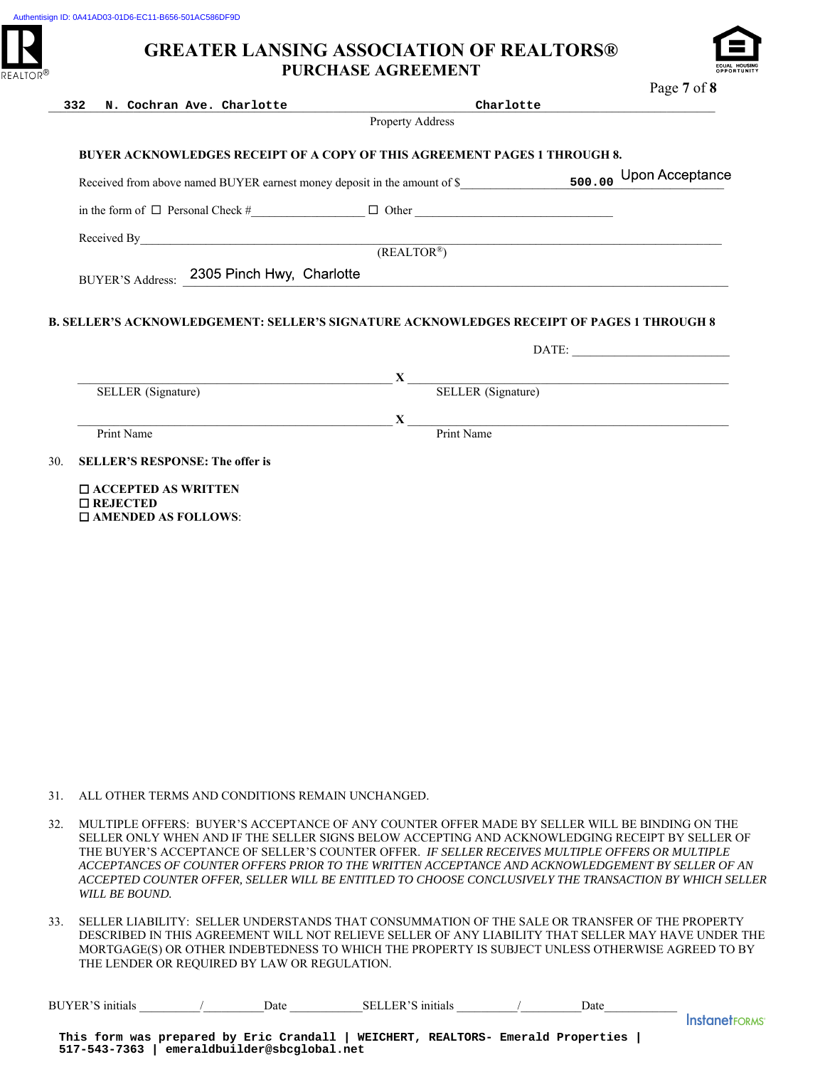# GREATER LANSING ASSOCIATION OF REALTORS®
## PURCHASE AGREEMENT

332 N. Cochran Ave. Charlotte　　　　　　　Charlotte
Property Address

**BUYER ACKNOWLEDGES RECEIPT OF A COPY OF THIS AGREEMENT PAGES 1 THROUGH 8.**

Received from above named BUYER earnest money deposit in the amount of $ 500.00 Upon Acceptance

in the form of ☐ Personal Check #__________________ ☐ Other ______________________________

Received By_____________________________________________________________________
(REALTOR®)

BUYER'S Address: 2305 Pinch Hwy, Charlotte

**B. SELLER'S ACKNOWLEDGEMENT: SELLER'S SIGNATURE ACKNOWLEDGES RECEIPT OF PAGES 1 THROUGH 8**

DATE: _________________________

______________________________________ **X** ______________________________________
SELLER (Signature)　　　　　　　　　　　　　SELLER (Signature)

______________________________________ **X** ______________________________________
Print Name　　　　　　　　　　　　　　　　　Print Name

30. **SELLER'S RESPONSE: The offer is**

☐ **ACCEPTED AS WRITTEN**
☐ **REJECTED**
☐ **AMENDED AS FOLLOWS**:

31. ALL OTHER TERMS AND CONDITIONS REMAIN UNCHANGED.

32. MULTIPLE OFFERS: BUYER'S ACCEPTANCE OF ANY COUNTER OFFER MADE BY SELLER WILL BE BINDING ON THE SELLER ONLY WHEN AND IF THE SELLER SIGNS BELOW ACCEPTING AND ACKNOWLEDGING RECEIPT BY SELLER OF THE BUYER'S ACCEPTANCE OF SELLER'S COUNTER OFFER. *IF SELLER RECEIVES MULTIPLE OFFERS OR MULTIPLE ACCEPTANCES OF COUNTER OFFERS PRIOR TO THE WRITTEN ACCEPTANCE AND ACKNOWLEDGEMENT BY SELLER OF AN ACCEPTED COUNTER OFFER, SELLER WILL BE ENTITLED TO CHOOSE CONCLUSIVELY THE TRANSACTION BY WHICH SELLER WILL BE BOUND.*

33. SELLER LIABILITY: SELLER UNDERSTANDS THAT CONSUMMATION OF THE SALE OR TRANSFER OF THE PROPERTY DESCRIBED IN THIS AGREEMENT WILL NOT RELIEVE SELLER OF ANY LIABILITY THAT SELLER MAY HAVE UNDER THE MORTGAGE(S) OR OTHER INDEBTEDNESS TO WHICH THE PROPERTY IS SUBJECT UNLESS OTHERWISE AGREED TO BY THE LENDER OR REQUIRED BY LAW OR REGULATION.

BUYER'S initials _________/_________Date ____________SELLER'S initials _________/_________Date____________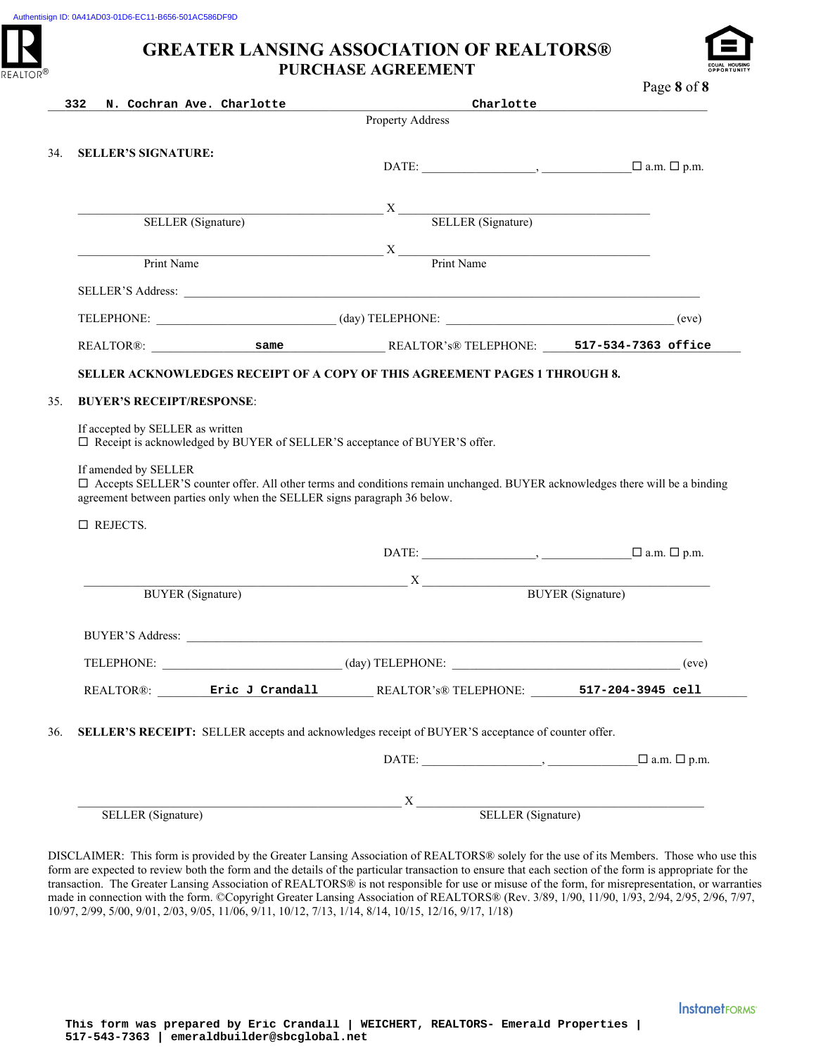Authentisign ID: 0A41AD03-01D6-EC11-B656-501AC586DF9D

# GREATER LANSING ASSOCIATION OF REALTORS®
## PURCHASE AGREEMENT

332 N. Cochran Ave. Charlotte Charlotte
Property Address

34. **SELLER'S SIGNATURE:**

DATE: ________________, ____________ ☐ a.m. ☐ p.m.

_______________________________ X _______________________________
SELLER (Signature) SELLER (Signature)

_______________________________ X _______________________________
Print Name Print Name

SELLER'S Address: _______________________________________________

TELEPHONE: ____________________ (day) TELEPHONE: ____________________ (eve)

REALTOR®: same REALTOR's® TELEPHONE: 517-534-7363 office

**SELLER ACKNOWLEDGES RECEIPT OF A COPY OF THIS AGREEMENT PAGES 1 THROUGH 8.**

35. **BUYER'S RECEIPT/RESPONSE**:

If accepted by SELLER as written
☐ Receipt is acknowledged by BUYER of SELLER'S acceptance of BUYER'S offer.

If amended by SELLER
☐ Accepts SELLER'S counter offer. All other terms and conditions remain unchanged. BUYER acknowledges there will be a binding agreement between parties only when the SELLER signs paragraph 36 below.

☐ REJECTS.

DATE: ________________, ____________ ☐ a.m. ☐ p.m.

_______________________________ X _______________________________
BUYER (Signature) BUYER (Signature)

BUYER'S Address: _______________________________________________

TELEPHONE: ____________________ (day) TELEPHONE: ____________________ (eve)

REALTOR®: Eric J Crandall REALTOR's® TELEPHONE: 517-204-3945 cell

36. **SELLER'S RECEIPT:** SELLER accepts and acknowledges receipt of BUYER'S acceptance of counter offer.

DATE: ________________, ____________ ☐ a.m. ☐ p.m.

_______________________________ X _______________________________
SELLER (Signature) SELLER (Signature)

DISCLAIMER: This form is provided by the Greater Lansing Association of REALTORS® solely for the use of its Members. Those who use this form are expected to review both the form and the details of the particular transaction to ensure that each section of the form is appropriate for the transaction. The Greater Lansing Association of REALTORS® is not responsible for use or misuse of the form, for misrepresentation, or warranties made in connection with the form. ©Copyright Greater Lansing Association of REALTORS® (Rev. 3/89, 1/90, 11/90, 1/93, 2/94, 2/95, 2/96, 7/97, 10/97, 2/99, 5/00, 9/01, 2/03, 9/05, 11/06, 9/11, 10/12, 7/13, 1/14, 8/14, 10/15, 12/16, 9/17, 1/18)

This form was prepared by Eric Crandall | WEICHERT, REALTORS- Emerald Properties | 517-543-7363 | emeraldbuilder@sbcglobal.net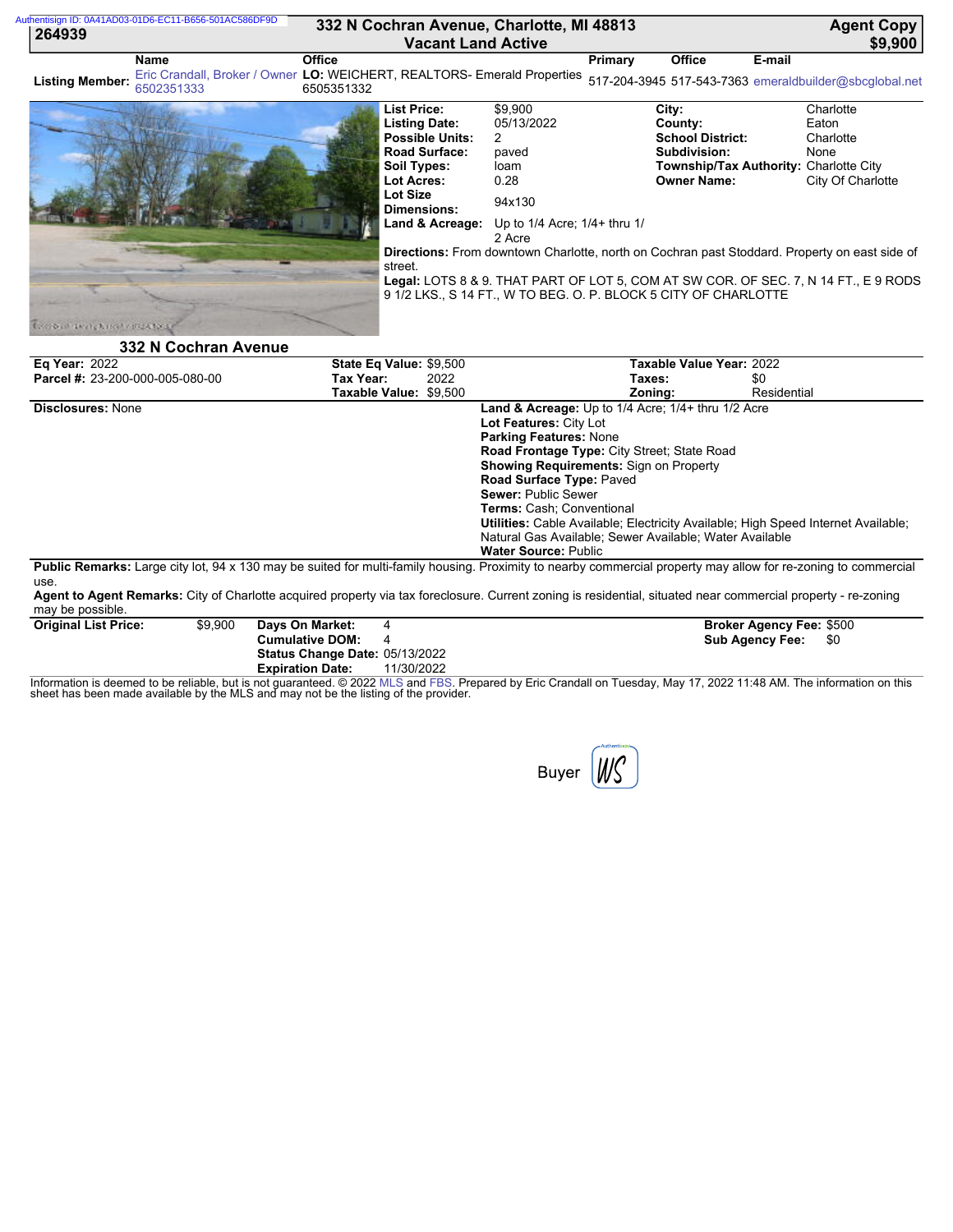Authentisign ID: 0A41AD03-01D6-EC11-B656-501AC586DF9D

# 264939

## 332 N Cochran Avenue, Charlotte, MI 48813
## Vacant Land Active

**Agent Copy**
**$9,900**

| | Name | Office | Primary | Office | E-mail |
|---|---|---|---|---|---|
| **Listing Member:** | Eric Crandall, Broker / Owner 6502351333 | **LO:** WEICHERT, REALTORS- Emerald Properties 6505351332 | 517-204-3945 | 517-543-7363 | emeraldbuilder@sbcglobal.net |

| | | | |
|---|---|---|---|
| **List Price:** | $9,900 | **City:** | Charlotte |
| **Listing Date:** | 05/13/2022 | **County:** | Eaton |
| **Possible Units:** | 2 | **School District:** | Charlotte |
| **Road Surface:** | paved | **Subdivision:** | None |
| **Soil Types:** | loam | **Township/Tax Authority:** | Charlotte City |
| **Lot Acres:** | 0.28 | **Owner Name:** | City Of Charlotte |
| **Lot Size Dimensions:** | 94x130 | | |
| **Land & Acreage:** | Up to 1/4 Acre; 1/4+ thru 1/2 Acre | | |

**Directions:** From downtown Charlotte, north on Cochran past Stoddard. Property on east side of street.

**Legal:** LOTS 8 & 9. THAT PART OF LOT 5, COM AT SW COR. OF SEC. 7, N 14 FT., E 9 RODS 9 1/2 LKS., S 14 FT., W TO BEG. O. P. BLOCK 5 CITY OF CHARLOTTE

### 332 N Cochran Avenue

| | | | |
|---|---|---|---|
| **Eq Year:** 2022 | **State Eq Value:** $9,500 | **Taxable Value Year:** 2022 | |
| **Parcel #:** 23-200-000-005-080-00 | **Tax Year:** 2022 | **Taxes:** | $0 |
| | **Taxable Value:** $9,500 | **Zoning:** | Residential |

**Disclosures:** None

**Land & Acreage:** Up to 1/4 Acre; 1/4+ thru 1/2 Acre
**Lot Features:** City Lot
**Parking Features:** None
**Road Frontage Type:** City Street; State Road
**Showing Requirements:** Sign on Property
**Road Surface Type:** Paved
**Sewer:** Public Sewer
**Terms:** Cash; Conventional
**Utilities:** Cable Available; Electricity Available; High Speed Internet Available; Natural Gas Available; Sewer Available; Water Available
**Water Source:** Public

**Public Remarks:** Large city lot, 94 x 130 may be suited for multi-family housing. Proximity to nearby commercial property may allow for re-zoning to commercial use.

**Agent to Agent Remarks:** City of Charlotte acquired property via tax foreclosure. Current zoning is residential, situated near commercial property - re-zoning may be possible.

| | | | | | |
|---|---|---|---|---|---|
| **Original List Price:** | $9,900 | **Days On Market:** | 4 | **Broker Agency Fee:** | $500 |
| | | **Cumulative DOM:** | 4 | **Sub Agency Fee:** | $0 |
| | | **Status Change Date:** | 05/13/2022 | | |
| | | **Expiration Date:** | 11/30/2022 | | |

Information is deemed to be reliable, but is not guaranteed. © 2022 MLS and FBS. Prepared by Eric Crandall on Tuesday, May 17, 2022 11:48 AM. The information on this sheet has been made available by the MLS and may not be the listing of the provider.

Buyer WS